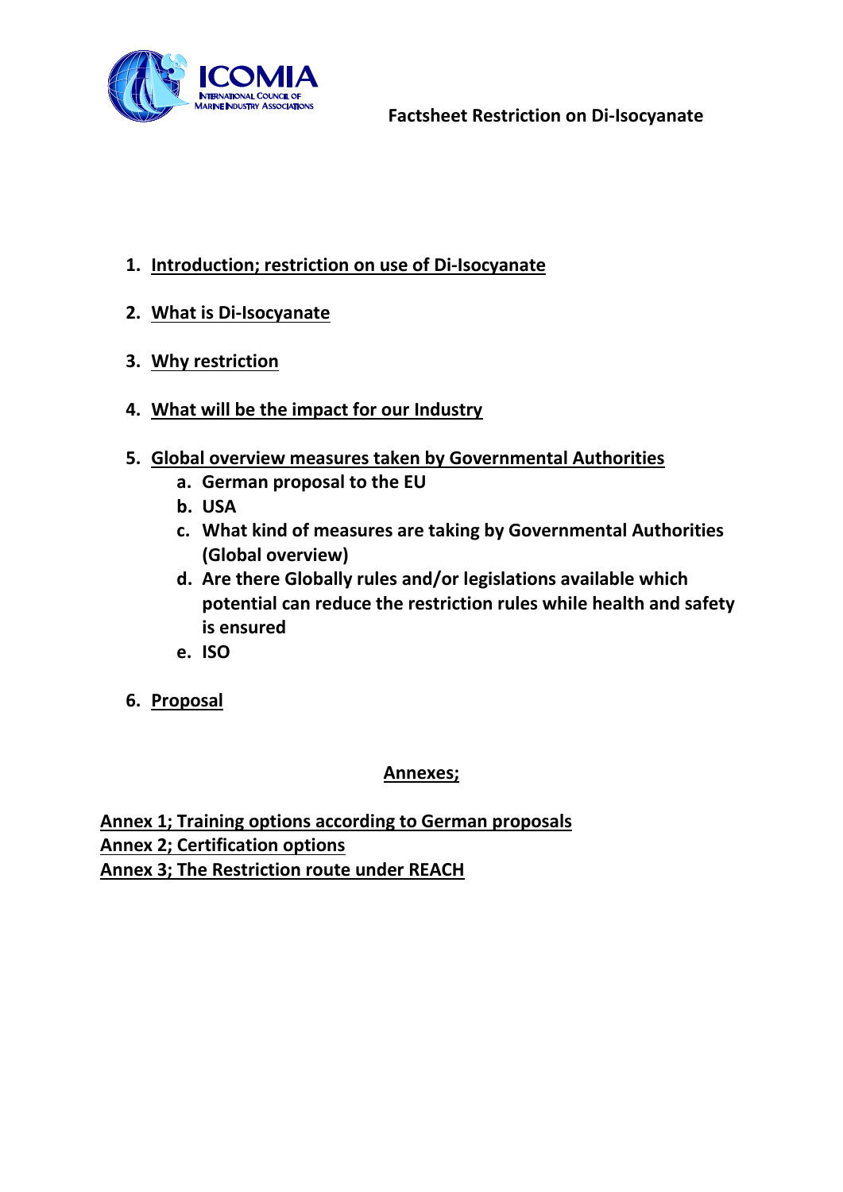ICOMIA
INTERNATIONAL COUNCIL OF MARINE INDUSTRY ASSOCIATIONS

# Factsheet Restriction on Di-Isocyanate

1. **Introduction; restriction on use of Di-Isocyanate**
2. **What is Di-Isocyanate**
3. **Why restriction**
4. **What will be the impact for our Industry**
5. **Global overview measures taken by Governmental Authorities**
   a. **German proposal to the EU**
   b. **USA**
   c. **What kind of measures are taking by Governmental Authorities (Global overview)**
   d. **Are there Globally rules and/or legislations available which potential can reduce the restriction rules while health and safety is ensured**
   e. **ISO**
6. **Proposal**

**Annexes;**

**Annex 1; Training options according to German proposals**
**Annex 2; Certification options**
**Annex 3; The Restriction route under REACH**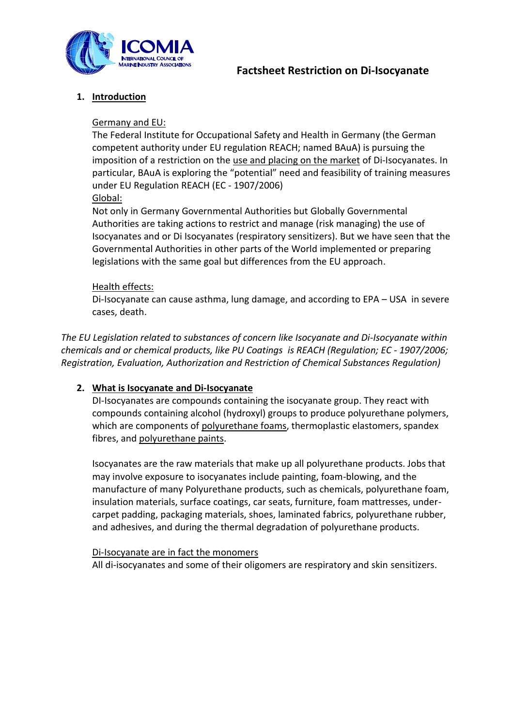# Factsheet Restriction on Di-Isocyanate

## 1. Introduction

Germany and EU:

The Federal Institute for Occupational Safety and Health in Germany (the German competent authority under EU regulation REACH; named BAuA) is pursuing the imposition of a restriction on the use and placing on the market of Di-Isocyanates. In particular, BAuA is exploring the "potential" need and feasibility of training measures under EU Regulation REACH (EC - 1907/2006)

Global:

Not only in Germany Governmental Authorities but Globally Governmental Authorities are taking actions to restrict and manage (risk managing) the use of Isocyanates and or Di Isocyanates (respiratory sensitizers). But we have seen that the Governmental Authorities in other parts of the World implemented or preparing legislations with the same goal but differences from the EU approach.

Health effects:

Di-Isocyanate can cause asthma, lung damage, and according to EPA – USA in severe cases, death.

*The EU Legislation related to substances of concern like Isocyanate and Di-Isocyanate within chemicals and or chemical products, like PU Coatings is REACH (Regulation; EC - 1907/2006; Registration, Evaluation, Authorization and Restriction of Chemical Substances Regulation)*

## 2. What is Isocyanate and Di-Isocyanate

DI-Isocyanates are compounds containing the isocyanate group. They react with compounds containing alcohol (hydroxyl) groups to produce polyurethane polymers, which are components of polyurethane foams, thermoplastic elastomers, spandex fibres, and polyurethane paints.

Isocyanates are the raw materials that make up all polyurethane products. Jobs that may involve exposure to isocyanates include painting, foam-blowing, and the manufacture of many Polyurethane products, such as chemicals, polyurethane foam, insulation materials, surface coatings, car seats, furniture, foam mattresses, under-carpet padding, packaging materials, shoes, laminated fabrics, polyurethane rubber, and adhesives, and during the thermal degradation of polyurethane products.

Di-Isocyanate are in fact the monomers

All di-isocyanates and some of their oligomers are respiratory and skin sensitizers.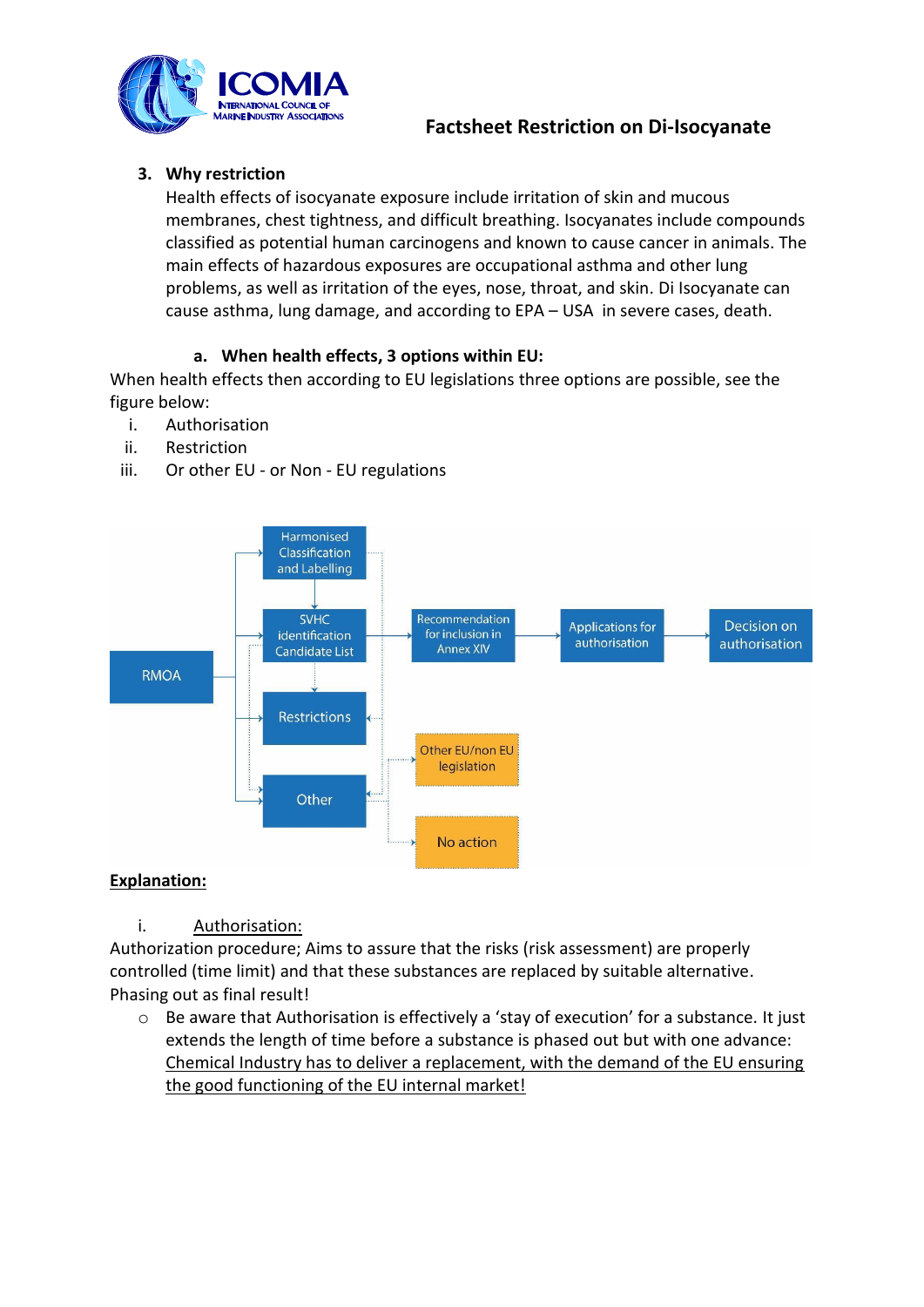3. **Why restriction**

   Health effects of isocyanate exposure include irritation of skin and mucous membranes, chest tightness, and difficult breathing. Isocyanates include compounds classified as potential human carcinogens and known to cause cancer in animals. The main effects of hazardous exposures are occupational asthma and other lung problems, as well as irritation of the eyes, nose, throat, and skin. Di Isocyanate can cause asthma, lung damage, and according to EPA – USA in severe cases, death.

   a. **When health effects, 3 options within EU:**

When health effects then according to EU legislations three options are possible, see the figure below:

i. Authorisation
ii. Restriction
iii. Or other EU - or Non - EU regulations

RMOA → Harmonised Classification and Labelling → SVHC identification Candidate List → Recommendation for inclusion in Annex XIV → Applications for authorisation → Decision on authorisation

RMOA → Restrictions

RMOA → Other → Other EU/non EU legislation / No action

<u>**Explanation:**</u>

i. <u>Authorisation:</u>

Authorization procedure; Aims to assure that the risks (risk assessment) are properly controlled (time limit) and that these substances are replaced by suitable alternative. Phasing out as final result!

- Be aware that Authorisation is effectively a 'stay of execution' for a substance. It just extends the length of time before a substance is phased out but with one advance: <u>Chemical Industry has to deliver a replacement, with the demand of the EU ensuring the good functioning of the EU internal market!</u>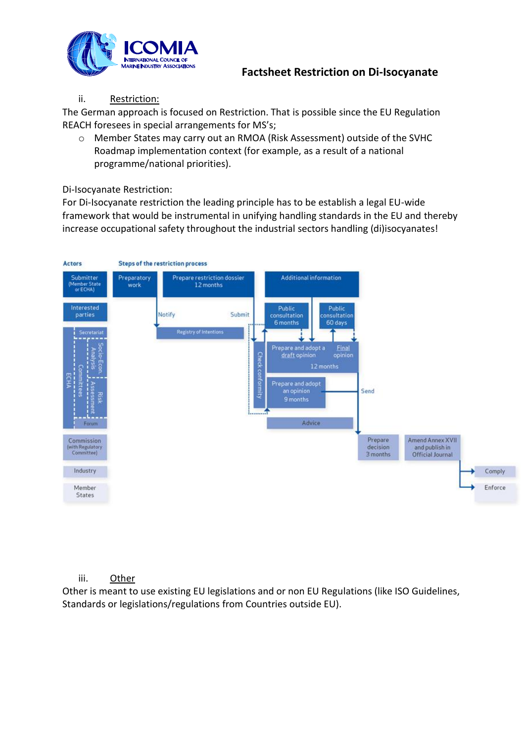ii. Restriction:

The German approach is focused on Restriction. That is possible since the EU Regulation REACH foresees in special arrangements for MS's;

- Member States may carry out an RMOA (Risk Assessment) outside of the SVHC Roadmap implementation context (for example, as a result of a national programme/national priorities).

Di-Isocyanate Restriction:

For Di-Isocyanate restriction the leading principle has to be establish a legal EU-wide framework that would be instrumental in unifying handling standards in the EU and thereby increase occupational safety throughout the industrial sectors handling (di)isocyanates!

**Actors** | **Steps of the restriction process**

Actors: Submitter (Member State or ECHA); Interested parties; ECHA (Secretariat, Committees: Socio-Econ. Analysis, Risk Assessment, Forum); Commission (with Regulatory Committee); Industry; Member States

Steps: Preparatory work → Notify → Registry of Intentions; Prepare restriction dossier 12 months → Submit → Check conformity; Additional information; Public consultation 6 months; Public consultation 60 days; Prepare and adopt a draft opinion / Final opinion 12 months; Prepare and adopt an opinion 9 months; Advice; Send → Prepare decision 3 months → Amend Annex XVII and publish in Official Journal → Comply / Enforce

iii. Other

Other is meant to use existing EU legislations and or non EU Regulations (like ISO Guidelines, Standards or legislations/regulations from Countries outside EU).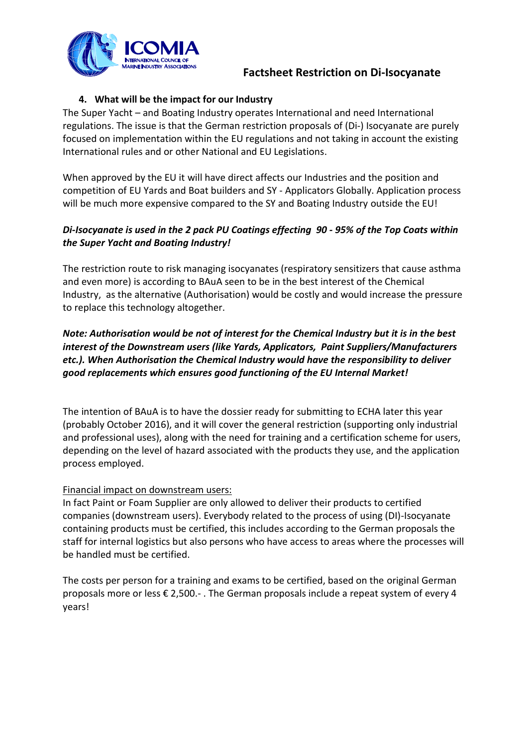#### 4. What will be the impact for our Industry

The Super Yacht – and Boating Industry operates International and need International regulations. The issue is that the German restriction proposals of (Di-) Isocyanate are purely focused on implementation within the EU regulations and not taking in account the existing International rules and or other National and EU Legislations.

When approved by the EU it will have direct affects our Industries and the position and competition of EU Yards and Boat builders and SY - Applicators Globally. Application process will be much more expensive compared to the SY and Boating Industry outside the EU!

***Di-Isocyanate is used in the 2 pack PU Coatings effecting 90 - 95% of the Top Coats within the Super Yacht and Boating Industry!***

The restriction route to risk managing isocyanates (respiratory sensitizers that cause asthma and even more) is according to BAuA seen to be in the best interest of the Chemical Industry, as the alternative (Authorisation) would be costly and would increase the pressure to replace this technology altogether.

***Note: Authorisation would be not of interest for the Chemical Industry but it is in the best interest of the Downstream users (like Yards, Applicators, Paint Suppliers/Manufacturers etc.). When Authorisation the Chemical Industry would have the responsibility to deliver good replacements which ensures good functioning of the EU Internal Market!***

The intention of BAuA is to have the dossier ready for submitting to ECHA later this year (probably October 2016), and it will cover the general restriction (supporting only industrial and professional uses), along with the need for training and a certification scheme for users, depending on the level of hazard associated with the products they use, and the application process employed.

Financial impact on downstream users:

In fact Paint or Foam Supplier are only allowed to deliver their products to certified companies (downstream users). Everybody related to the process of using (DI)-Isocyanate containing products must be certified, this includes according to the German proposals the staff for internal logistics but also persons who have access to areas where the processes will be handled must be certified.

The costs per person for a training and exams to be certified, based on the original German proposals more or less € 2,500.- . The German proposals include a repeat system of every 4 years!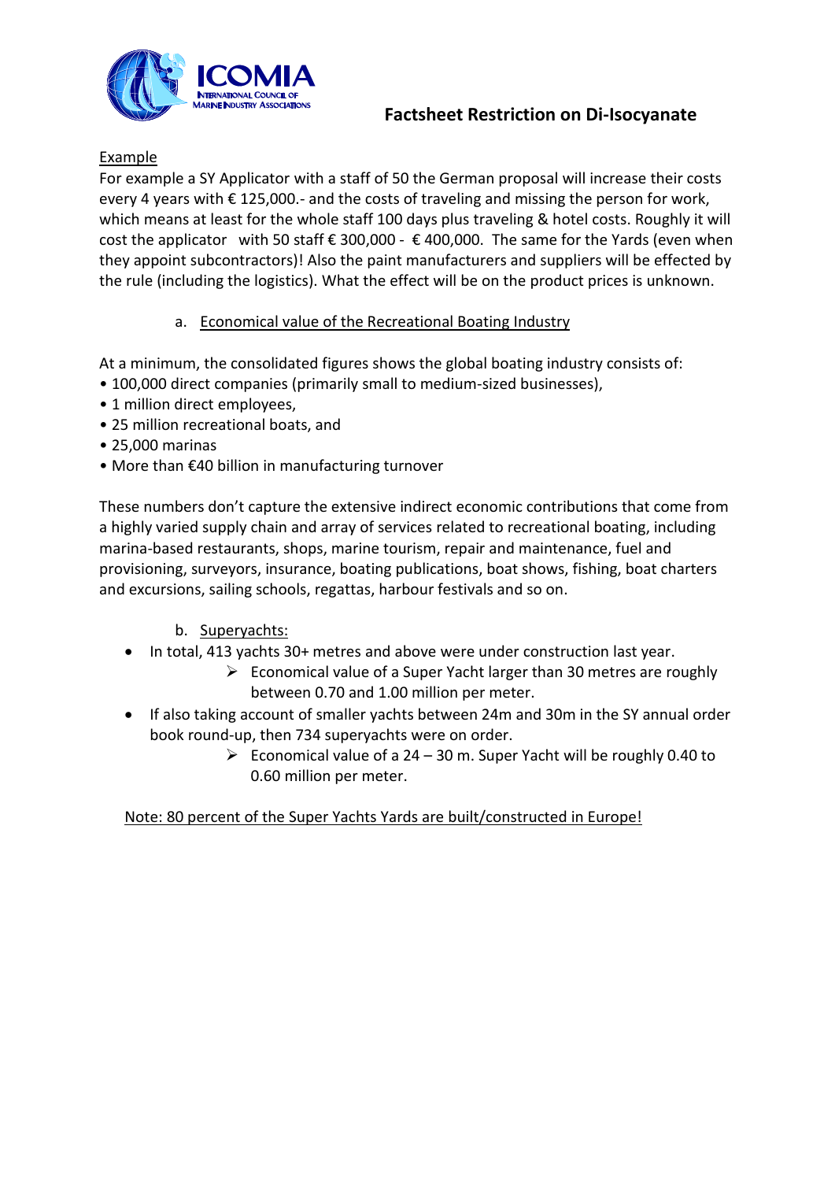Example

For example a SY Applicator with a staff of 50 the German proposal will increase their costs every 4 years with € 125,000.- and the costs of traveling and missing the person for work, which means at least for the whole staff 100 days plus traveling & hotel costs. Roughly it will cost the applicator with 50 staff € 300,000 - € 400,000. The same for the Yards (even when they appoint subcontractors)! Also the paint manufacturers and suppliers will be effected by the rule (including the logistics). What the effect will be on the product prices is unknown.

a. Economical value of the Recreational Boating Industry

At a minimum, the consolidated figures shows the global boating industry consists of:

- 100,000 direct companies (primarily small to medium-sized businesses),
- 1 million direct employees,
- 25 million recreational boats, and
- 25,000 marinas
- More than €40 billion in manufacturing turnover

These numbers don't capture the extensive indirect economic contributions that come from a highly varied supply chain and array of services related to recreational boating, including marina-based restaurants, shops, marine tourism, repair and maintenance, fuel and provisioning, surveyors, insurance, boating publications, boat shows, fishing, boat charters and excursions, sailing schools, regattas, harbour festivals and so on.

b. Superyachts:

- In total, 413 yachts 30+ metres and above were under construction last year.
  - Economical value of a Super Yacht larger than 30 metres are roughly between 0.70 and 1.00 million per meter.
- If also taking account of smaller yachts between 24m and 30m in the SY annual order book round-up, then 734 superyachts were on order.
  - Economical value of a 24 – 30 m. Super Yacht will be roughly 0.40 to 0.60 million per meter.

Note: 80 percent of the Super Yachts Yards are built/constructed in Europe!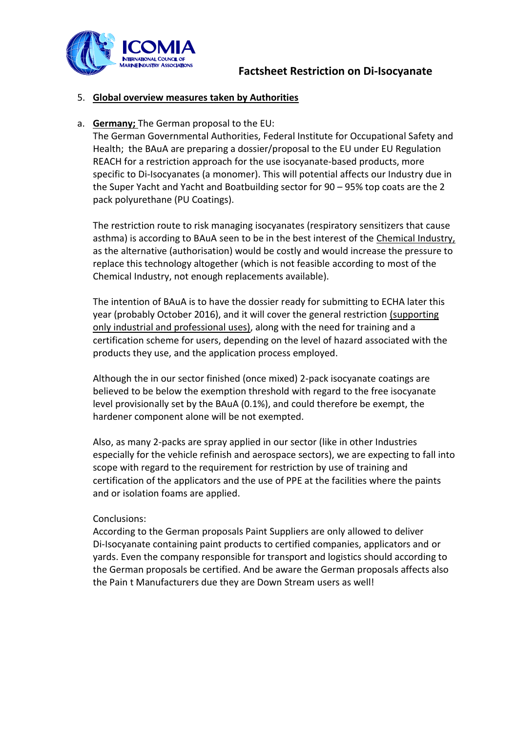5. **Global overview measures taken by Authorities**

a. **Germany;** The German proposal to the EU:
   The German Governmental Authorities, Federal Institute for Occupational Safety and Health; the BAuA are preparing a dossier/proposal to the EU under EU Regulation REACH for a restriction approach for the use isocyanate-based products, more specific to Di-Isocyanates (a monomer). This will potential affects our Industry due in the Super Yacht and Yacht and Boatbuilding sector for 90 – 95% top coats are the 2 pack polyurethane (PU Coatings).

   The restriction route to risk managing isocyanates (respiratory sensitizers that cause asthma) is according to BAuA seen to be in the best interest of the Chemical Industry, as the alternative (authorisation) would be costly and would increase the pressure to replace this technology altogether (which is not feasible according to most of the Chemical Industry, not enough replacements available).

   The intention of BAuA is to have the dossier ready for submitting to ECHA later this year (probably October 2016), and it will cover the general restriction (supporting only industrial and professional uses), along with the need for training and a certification scheme for users, depending on the level of hazard associated with the products they use, and the application process employed.

   Although the in our sector finished (once mixed) 2-pack isocyanate coatings are believed to be below the exemption threshold with regard to the free isocyanate level provisionally set by the BAuA (0.1%), and could therefore be exempt, the hardener component alone will be not exempted.

   Also, as many 2-packs are spray applied in our sector (like in other Industries especially for the vehicle refinish and aerospace sectors), we are expecting to fall into scope with regard to the requirement for restriction by use of training and certification of the applicators and the use of PPE at the facilities where the paints and or isolation foams are applied.

   Conclusions:
   According to the German proposals Paint Suppliers are only allowed to deliver Di-Isocyanate containing paint products to certified companies, applicators and or yards. Even the company responsible for transport and logistics should according to the German proposals be certified. And be aware the German proposals affects also the Pain t Manufacturers due they are Down Stream users as well!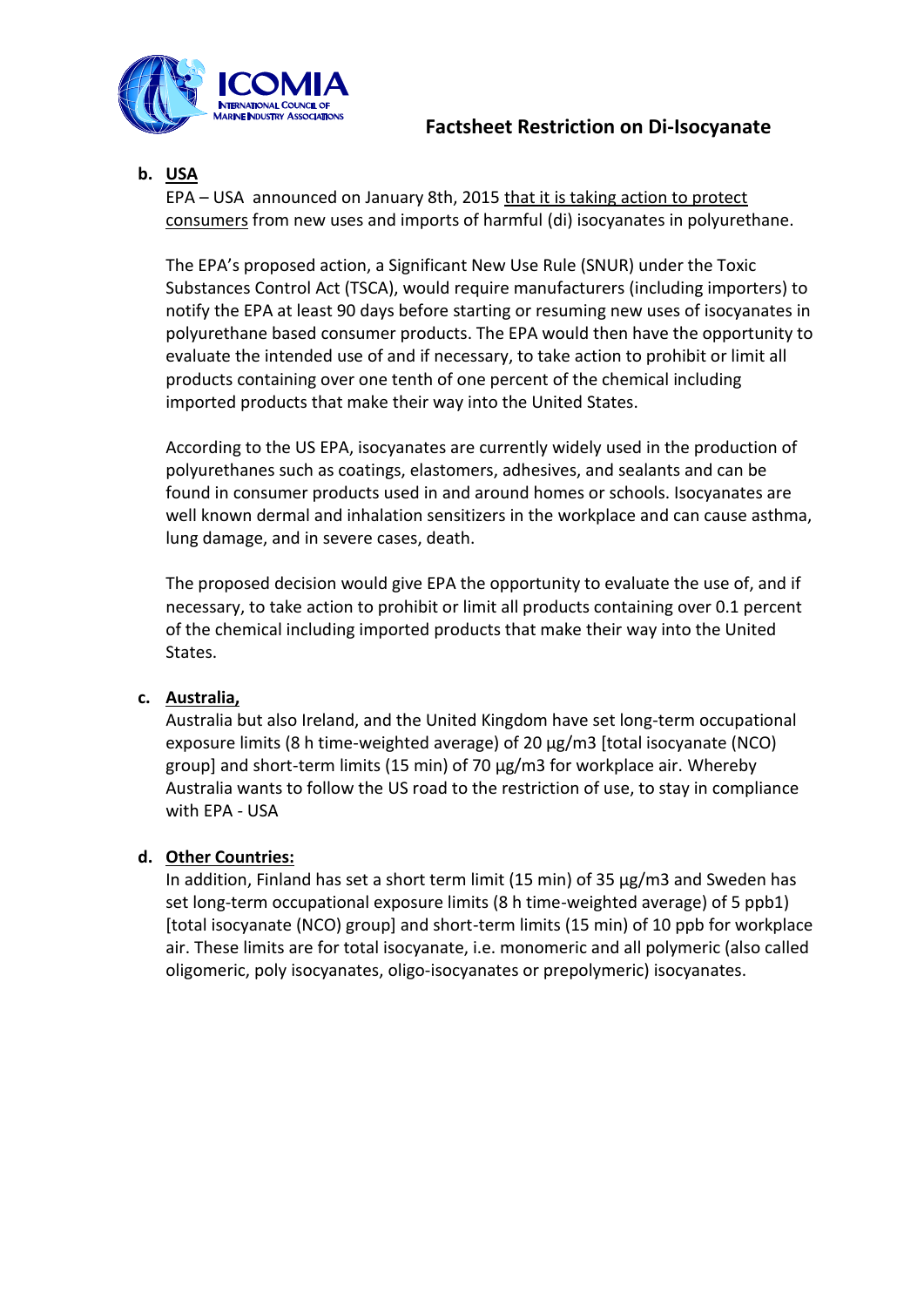**b. USA**

EPA – USA announced on January 8th, 2015 that it is taking action to protect consumers from new uses and imports of harmful (di) isocyanates in polyurethane.

The EPA's proposed action, a Significant New Use Rule (SNUR) under the Toxic Substances Control Act (TSCA), would require manufacturers (including importers) to notify the EPA at least 90 days before starting or resuming new uses of isocyanates in polyurethane based consumer products. The EPA would then have the opportunity to evaluate the intended use of and if necessary, to take action to prohibit or limit all products containing over one tenth of one percent of the chemical including imported products that make their way into the United States.

According to the US EPA, isocyanates are currently widely used in the production of polyurethanes such as coatings, elastomers, adhesives, and sealants and can be found in consumer products used in and around homes or schools. Isocyanates are well known dermal and inhalation sensitizers in the workplace and can cause asthma, lung damage, and in severe cases, death.

The proposed decision would give EPA the opportunity to evaluate the use of, and if necessary, to take action to prohibit or limit all products containing over 0.1 percent of the chemical including imported products that make their way into the United States.

**c. Australia,**

Australia but also Ireland, and the United Kingdom have set long-term occupational exposure limits (8 h time-weighted average) of 20 µg/m3 [total isocyanate (NCO) group] and short-term limits (15 min) of 70 µg/m3 for workplace air. Whereby Australia wants to follow the US road to the restriction of use, to stay in compliance with EPA - USA

**d. Other Countries:**

In addition, Finland has set a short term limit (15 min) of 35 µg/m3 and Sweden has set long-term occupational exposure limits (8 h time-weighted average) of 5 ppb1) [total isocyanate (NCO) group] and short-term limits (15 min) of 10 ppb for workplace air. These limits are for total isocyanate, i.e. monomeric and all polymeric (also called oligomeric, poly isocyanates, oligo-isocyanates or prepolymeric) isocyanates.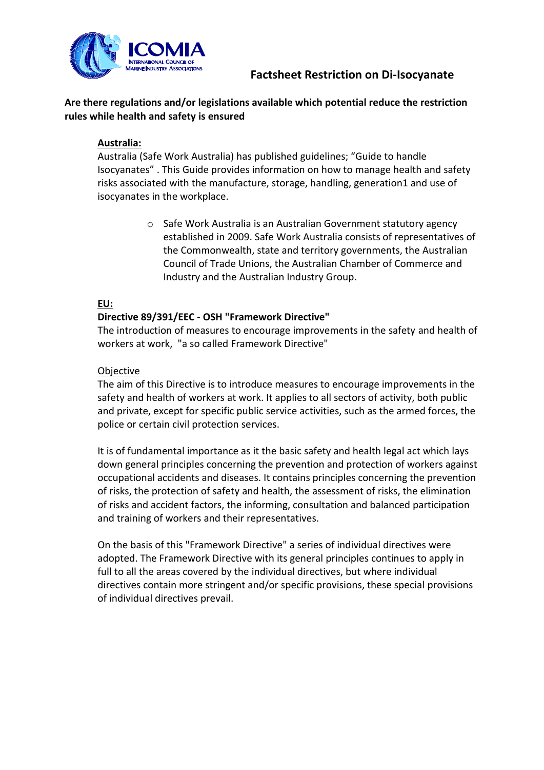**Are there regulations and/or legislations available which potential reduce the restriction rules while health and safety is ensured**

**Australia:**

Australia (Safe Work Australia) has published guidelines; "Guide to handle Isocyanates" . This Guide provides information on how to manage health and safety risks associated with the manufacture, storage, handling, generation1 and use of isocyanates in the workplace.

- Safe Work Australia is an Australian Government statutory agency established in 2009. Safe Work Australia consists of representatives of the Commonwealth, state and territory governments, the Australian Council of Trade Unions, the Australian Chamber of Commerce and Industry and the Australian Industry Group.

**EU:**

**Directive 89/391/EEC - OSH "Framework Directive"**

The introduction of measures to encourage improvements in the safety and health of workers at work, "a so called Framework Directive"

Objective

The aim of this Directive is to introduce measures to encourage improvements in the safety and health of workers at work. It applies to all sectors of activity, both public and private, except for specific public service activities, such as the armed forces, the police or certain civil protection services.

It is of fundamental importance as it the basic safety and health legal act which lays down general principles concerning the prevention and protection of workers against occupational accidents and diseases. It contains principles concerning the prevention of risks, the protection of safety and health, the assessment of risks, the elimination of risks and accident factors, the informing, consultation and balanced participation and training of workers and their representatives.

On the basis of this "Framework Directive" a series of individual directives were adopted. The Framework Directive with its general principles continues to apply in full to all the areas covered by the individual directives, but where individual directives contain more stringent and/or specific provisions, these special provisions of individual directives prevail.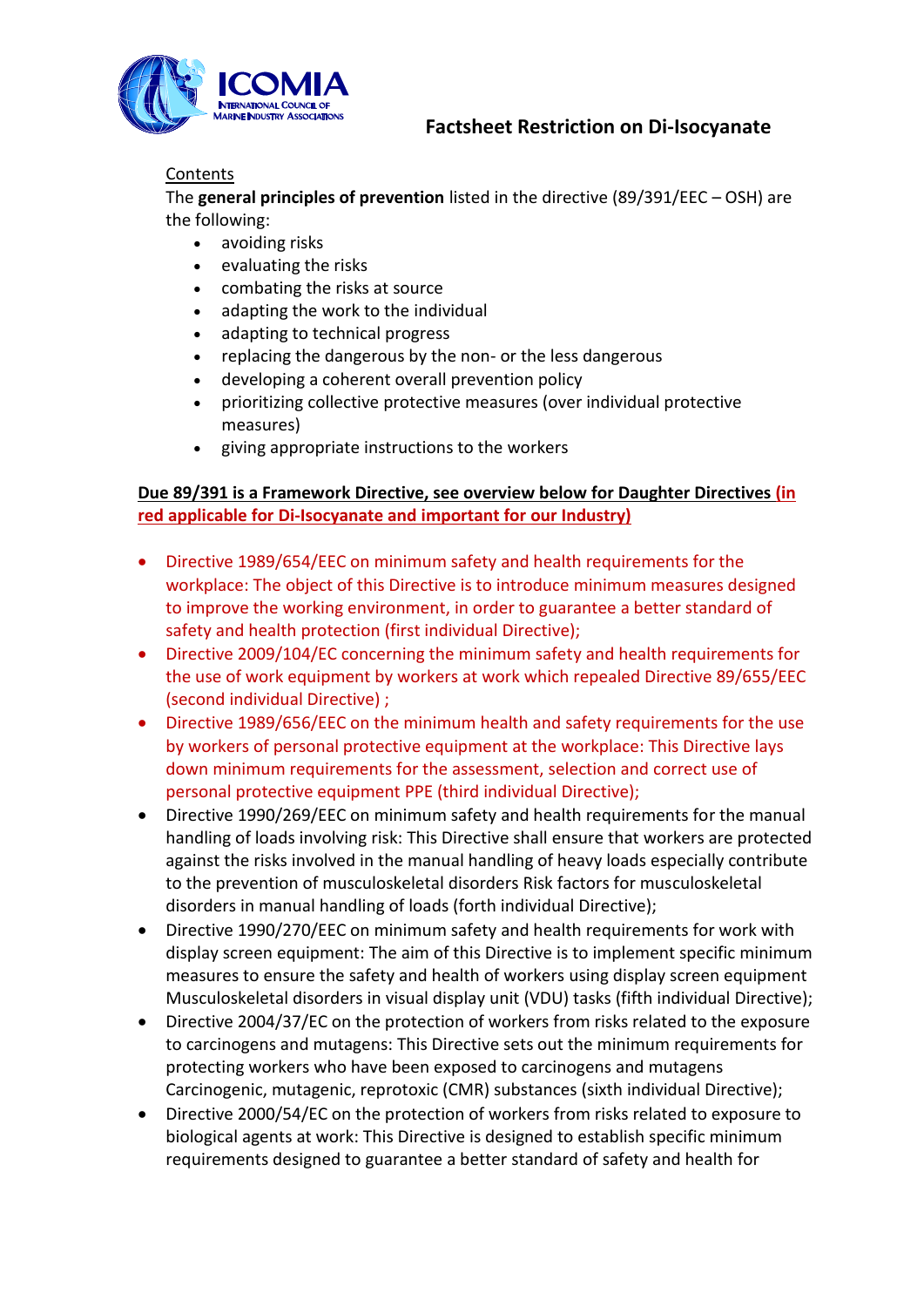## Factsheet Restriction on Di-Isocyanate

Contents

The **general principles of prevention** listed in the directive (89/391/EEC – OSH) are the following:

- avoiding risks
- evaluating the risks
- combating the risks at source
- adapting the work to the individual
- adapting to technical progress
- replacing the dangerous by the non- or the less dangerous
- developing a coherent overall prevention policy
- prioritizing collective protective measures (over individual protective measures)
- giving appropriate instructions to the workers

**Due 89/391 is a Framework Directive, see overview below for Daughter Directives (in red applicable for Di-Isocyanate and important for our Industry)**

- Directive 1989/654/EEC on minimum safety and health requirements for the workplace: The object of this Directive is to introduce minimum measures designed to improve the working environment, in order to guarantee a better standard of safety and health protection (first individual Directive);
- Directive 2009/104/EC concerning the minimum safety and health requirements for the use of work equipment by workers at work which repealed Directive 89/655/EEC (second individual Directive) ;
- Directive 1989/656/EEC on the minimum health and safety requirements for the use by workers of personal protective equipment at the workplace: This Directive lays down minimum requirements for the assessment, selection and correct use of personal protective equipment PPE (third individual Directive);
- Directive 1990/269/EEC on minimum safety and health requirements for the manual handling of loads involving risk: This Directive shall ensure that workers are protected against the risks involved in the manual handling of heavy loads especially contribute to the prevention of musculoskeletal disorders Risk factors for musculoskeletal disorders in manual handling of loads (forth individual Directive);
- Directive 1990/270/EEC on minimum safety and health requirements for work with display screen equipment: The aim of this Directive is to implement specific minimum measures to ensure the safety and health of workers using display screen equipment Musculoskeletal disorders in visual display unit (VDU) tasks (fifth individual Directive);
- Directive 2004/37/EC on the protection of workers from risks related to the exposure to carcinogens and mutagens: This Directive sets out the minimum requirements for protecting workers who have been exposed to carcinogens and mutagens Carcinogenic, mutagenic, reprotoxic (CMR) substances (sixth individual Directive);
- Directive 2000/54/EC on the protection of workers from risks related to exposure to biological agents at work: This Directive is designed to establish specific minimum requirements designed to guarantee a better standard of safety and health for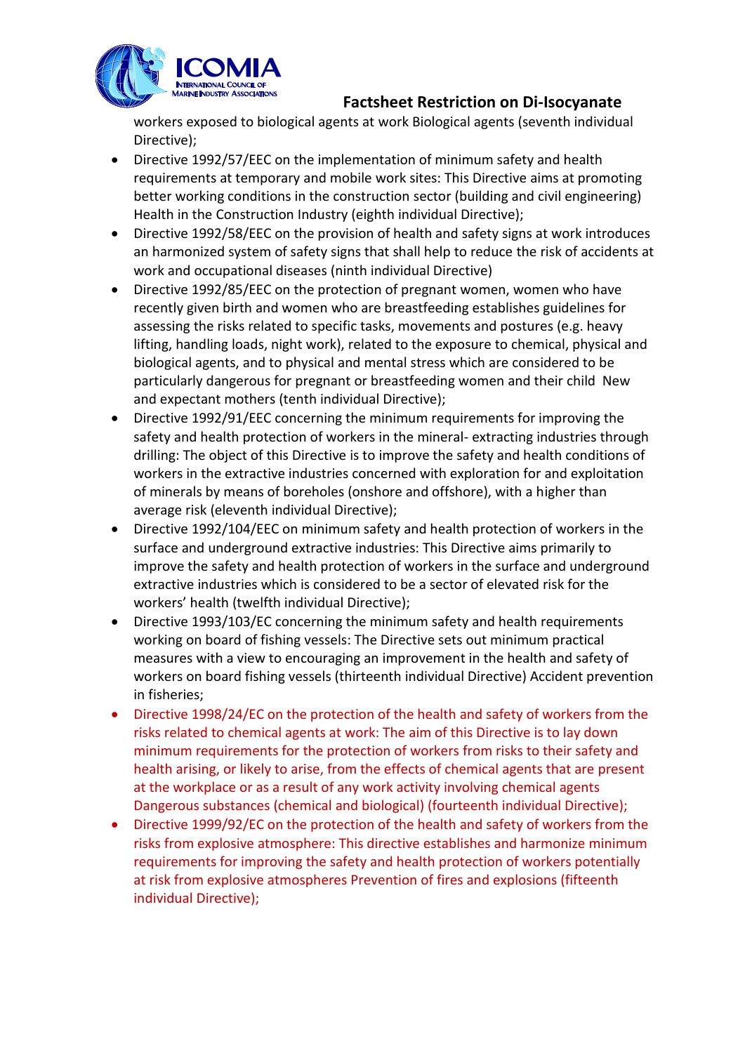workers exposed to biological agents at work Biological agents (seventh individual Directive);

- Directive 1992/57/EEC on the implementation of minimum safety and health requirements at temporary and mobile work sites: This Directive aims at promoting better working conditions in the construction sector (building and civil engineering) Health in the Construction Industry (eighth individual Directive);
- Directive 1992/58/EEC on the provision of health and safety signs at work introduces an harmonized system of safety signs that shall help to reduce the risk of accidents at work and occupational diseases (ninth individual Directive)
- Directive 1992/85/EEC on the protection of pregnant women, women who have recently given birth and women who are breastfeeding establishes guidelines for assessing the risks related to specific tasks, movements and postures (e.g. heavy lifting, handling loads, night work), related to the exposure to chemical, physical and biological agents, and to physical and mental stress which are considered to be particularly dangerous for pregnant or breastfeeding women and their child New and expectant mothers (tenth individual Directive);
- Directive 1992/91/EEC concerning the minimum requirements for improving the safety and health protection of workers in the mineral- extracting industries through drilling: The object of this Directive is to improve the safety and health conditions of workers in the extractive industries concerned with exploration for and exploitation of minerals by means of boreholes (onshore and offshore), with a higher than average risk (eleventh individual Directive);
- Directive 1992/104/EEC on minimum safety and health protection of workers in the surface and underground extractive industries: This Directive aims primarily to improve the safety and health protection of workers in the surface and underground extractive industries which is considered to be a sector of elevated risk for the workers' health (twelfth individual Directive);
- Directive 1993/103/EC concerning the minimum safety and health requirements working on board of fishing vessels: The Directive sets out minimum practical measures with a view to encouraging an improvement in the health and safety of workers on board fishing vessels (thirteenth individual Directive) Accident prevention in fisheries;
- Directive 1998/24/EC on the protection of the health and safety of workers from the risks related to chemical agents at work: The aim of this Directive is to lay down minimum requirements for the protection of workers from risks to their safety and health arising, or likely to arise, from the effects of chemical agents that are present at the workplace or as a result of any work activity involving chemical agents Dangerous substances (chemical and biological) (fourteenth individual Directive);
- Directive 1999/92/EC on the protection of the health and safety of workers from the risks from explosive atmosphere: This directive establishes and harmonize minimum requirements for improving the safety and health protection of workers potentially at risk from explosive atmospheres Prevention of fires and explosions (fifteenth individual Directive);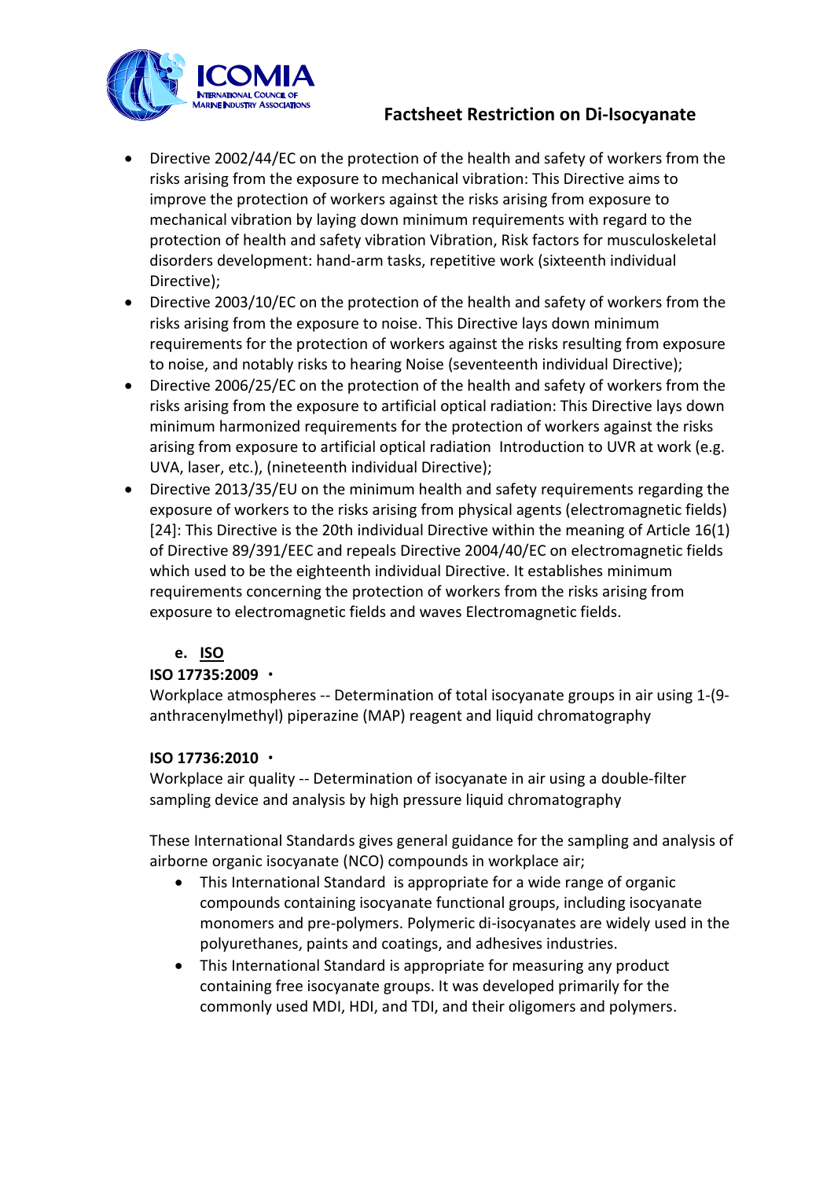- Directive 2002/44/EC on the protection of the health and safety of workers from the risks arising from the exposure to mechanical vibration: This Directive aims to improve the protection of workers against the risks arising from exposure to mechanical vibration by laying down minimum requirements with regard to the protection of health and safety vibration Vibration, Risk factors for musculoskeletal disorders development: hand-arm tasks, repetitive work (sixteenth individual Directive);
- Directive 2003/10/EC on the protection of the health and safety of workers from the risks arising from the exposure to noise. This Directive lays down minimum requirements for the protection of workers against the risks resulting from exposure to noise, and notably risks to hearing Noise (seventeenth individual Directive);
- Directive 2006/25/EC on the protection of the health and safety of workers from the risks arising from the exposure to artificial optical radiation: This Directive lays down minimum harmonized requirements for the protection of workers against the risks arising from exposure to artificial optical radiation Introduction to UVR at work (e.g. UVA, laser, etc.), (nineteenth individual Directive);
- Directive 2013/35/EU on the minimum health and safety requirements regarding the exposure of workers to the risks arising from physical agents (electromagnetic fields) [24]: This Directive is the 20th individual Directive within the meaning of Article 16(1) of Directive 89/391/EEC and repeals Directive 2004/40/EC on electromagnetic fields which used to be the eighteenth individual Directive. It establishes minimum requirements concerning the protection of workers from the risks arising from exposure to electromagnetic fields and waves Electromagnetic fields.

e. **ISO**

**ISO 17735:2009** ・
Workplace atmospheres -- Determination of total isocyanate groups in air using 1-(9-anthracenylmethyl) piperazine (MAP) reagent and liquid chromatography

**ISO 17736:2010** ・
Workplace air quality -- Determination of isocyanate in air using a double-filter sampling device and analysis by high pressure liquid chromatography

These International Standards gives general guidance for the sampling and analysis of airborne organic isocyanate (NCO) compounds in workplace air;

- This International Standard is appropriate for a wide range of organic compounds containing isocyanate functional groups, including isocyanate monomers and pre-polymers. Polymeric di-isocyanates are widely used in the polyurethanes, paints and coatings, and adhesives industries.
- This International Standard is appropriate for measuring any product containing free isocyanate groups. It was developed primarily for the commonly used MDI, HDI, and TDI, and their oligomers and polymers.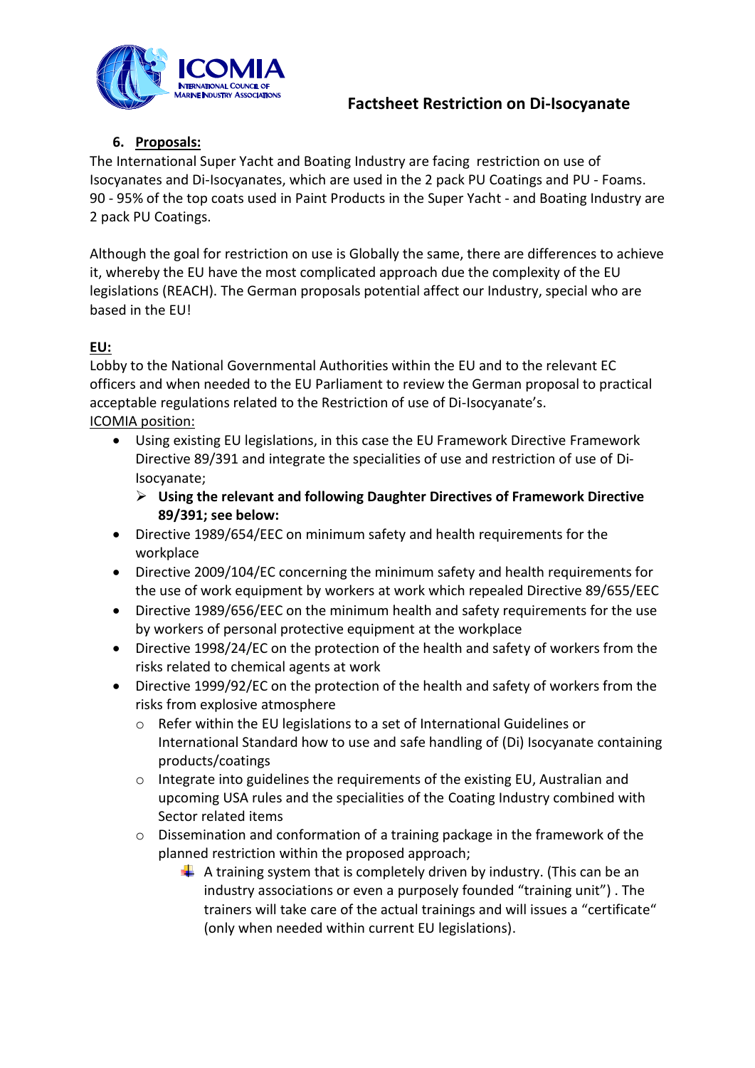## 6. Proposals:

The International Super Yacht and Boating Industry are facing restriction on use of Isocyanates and Di-Isocyanates, which are used in the 2 pack PU Coatings and PU - Foams. 90 - 95% of the top coats used in Paint Products in the Super Yacht - and Boating Industry are 2 pack PU Coatings.

Although the goal for restriction on use is Globally the same, there are differences to achieve it, whereby the EU have the most complicated approach due the complexity of the EU legislations (REACH). The German proposals potential affect our Industry, special who are based in the EU!

**EU:**

Lobby to the National Governmental Authorities within the EU and to the relevant EC officers and when needed to the EU Parliament to review the German proposal to practical acceptable regulations related to the Restriction of use of Di-Isocyanate's.

ICOMIA position:

- Using existing EU legislations, in this case the EU Framework Directive Framework Directive 89/391 and integrate the specialities of use and restriction of use of Di-Isocyanate;
  - **Using the relevant and following Daughter Directives of Framework Directive 89/391; see below:**
- Directive 1989/654/EEC on minimum safety and health requirements for the workplace
- Directive 2009/104/EC concerning the minimum safety and health requirements for the use of work equipment by workers at work which repealed Directive 89/655/EEC
- Directive 1989/656/EEC on the minimum health and safety requirements for the use by workers of personal protective equipment at the workplace
- Directive 1998/24/EC on the protection of the health and safety of workers from the risks related to chemical agents at work
- Directive 1999/92/EC on the protection of the health and safety of workers from the risks from explosive atmosphere
  - Refer within the EU legislations to a set of International Guidelines or International Standard how to use and safe handling of (Di) Isocyanate containing products/coatings
  - Integrate into guidelines the requirements of the existing EU, Australian and upcoming USA rules and the specialities of the Coating Industry combined with Sector related items
  - Dissemination and conformation of a training package in the framework of the planned restriction within the proposed approach;
    - A training system that is completely driven by industry. (This can be an industry associations or even a purposely founded "training unit") . The trainers will take care of the actual trainings and will issues a "certificate" (only when needed within current EU legislations).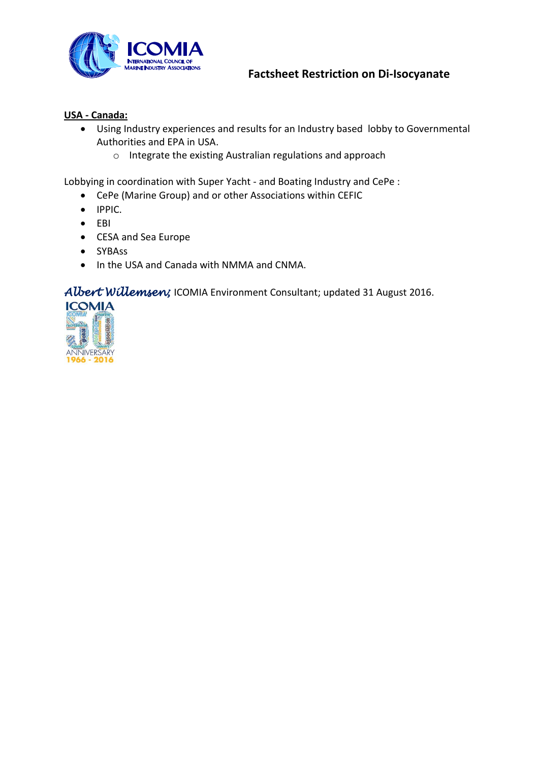**Factsheet Restriction on Di-Isocyanate**

**USA - Canada:**

- Using Industry experiences and results for an Industry based lobby to Governmental Authorities and EPA in USA.
  - Integrate the existing Australian regulations and approach

Lobbying in coordination with Super Yacht - and Boating Industry and CePe :

- CePe (Marine Group) and or other Associations within CEFIC
- IPPIC.
- EBI
- CESA and Sea Europe
- SYBAss
- In the USA and Canada with NMMA and CNMA.

*Albert Willemsen;* ICOMIA Environment Consultant; updated 31 August 2016.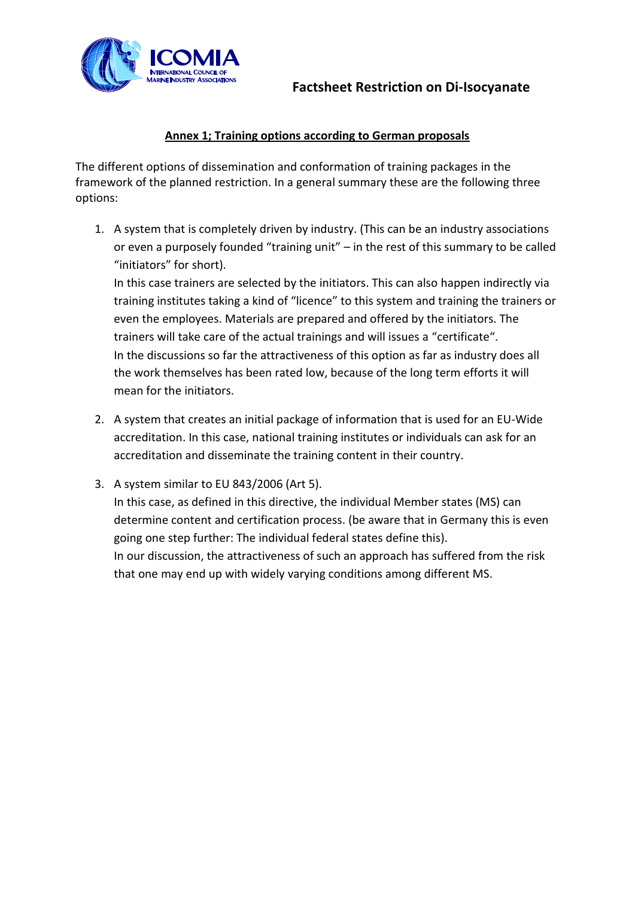## Annex 1; Training options according to German proposals

The different options of dissemination and conformation of training packages in the framework of the planned restriction. In a general summary these are the following three options:

1. A system that is completely driven by industry. (This can be an industry associations or even a purposely founded "training unit" – in the rest of this summary to be called "initiators" for short).
   In this case trainers are selected by the initiators. This can also happen indirectly via training institutes taking a kind of "licence" to this system and training the trainers or even the employees. Materials are prepared and offered by the initiators. The trainers will take care of the actual trainings and will issues a "certificate".
   In the discussions so far the attractiveness of this option as far as industry does all the work themselves has been rated low, because of the long term efforts it will mean for the initiators.

2. A system that creates an initial package of information that is used for an EU-Wide accreditation. In this case, national training institutes or individuals can ask for an accreditation and disseminate the training content in their country.

3. A system similar to EU 843/2006 (Art 5).
   In this case, as defined in this directive, the individual Member states (MS) can determine content and certification process. (be aware that in Germany this is even going one step further: The individual federal states define this).
   In our discussion, the attractiveness of such an approach has suffered from the risk that one may end up with widely varying conditions among different MS.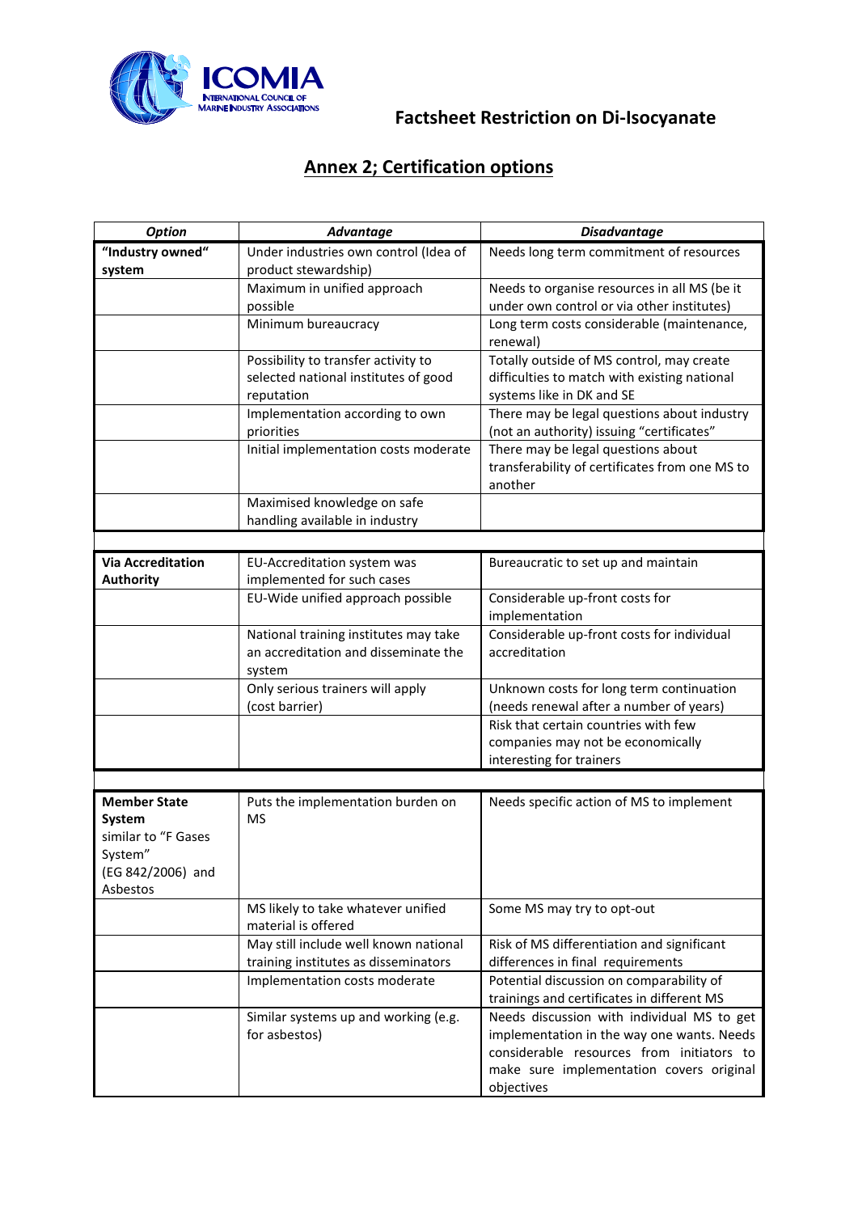**Factsheet Restriction on Di-Isocyanate**

## Annex 2; Certification options

| *Option* | *Advantage* | *Disadvantage* |
|---|---|---|
| **"Industry owned" system** | Under industries own control (Idea of product stewardship) | Needs long term commitment of resources |
| | Maximum in unified approach possible | Needs to organise resources in all MS (be it under own control or via other institutes) |
| | Minimum bureaucracy | Long term costs considerable (maintenance, renewal) |
| | Possibility to transfer activity to selected national institutes of good reputation | Totally outside of MS control, may create difficulties to match with existing national systems like in DK and SE |
| | Implementation according to own priorities | There may be legal questions about industry (not an authority) issuing "certificates" |
| | Initial implementation costs moderate | There may be legal questions about transferability of certificates from one MS to another |
| | Maximised knowledge on safe handling available in industry | |
| | | |
| **Via Accreditation Authority** | EU-Accreditation system was implemented for such cases | Bureaucratic to set up and maintain |
| | EU-Wide unified approach possible | Considerable up-front costs for implementation |
| | National training institutes may take an accreditation and disseminate the system | Considerable up-front costs for individual accreditation |
| | Only serious trainers will apply (cost barrier) | Unknown costs for long term continuation (needs renewal after a number of years) |
| | | Risk that certain countries with few companies may not be economically interesting for trainers |
| | | |
| **Member State System** similar to "F Gases System" (EG 842/2006) and Asbestos | Puts the implementation burden on MS | Needs specific action of MS to implement |
| | MS likely to take whatever unified material is offered | Some MS may try to opt-out |
| | May still include well known national training institutes as disseminators | Risk of MS differentiation and significant differences in final requirements |
| | Implementation costs moderate | Potential discussion on comparability of trainings and certificates in different MS |
| | Similar systems up and working (e.g. for asbestos) | Needs discussion with individual MS to get implementation in the way one wants. Needs considerable resources from initiators to make sure implementation covers original objectives |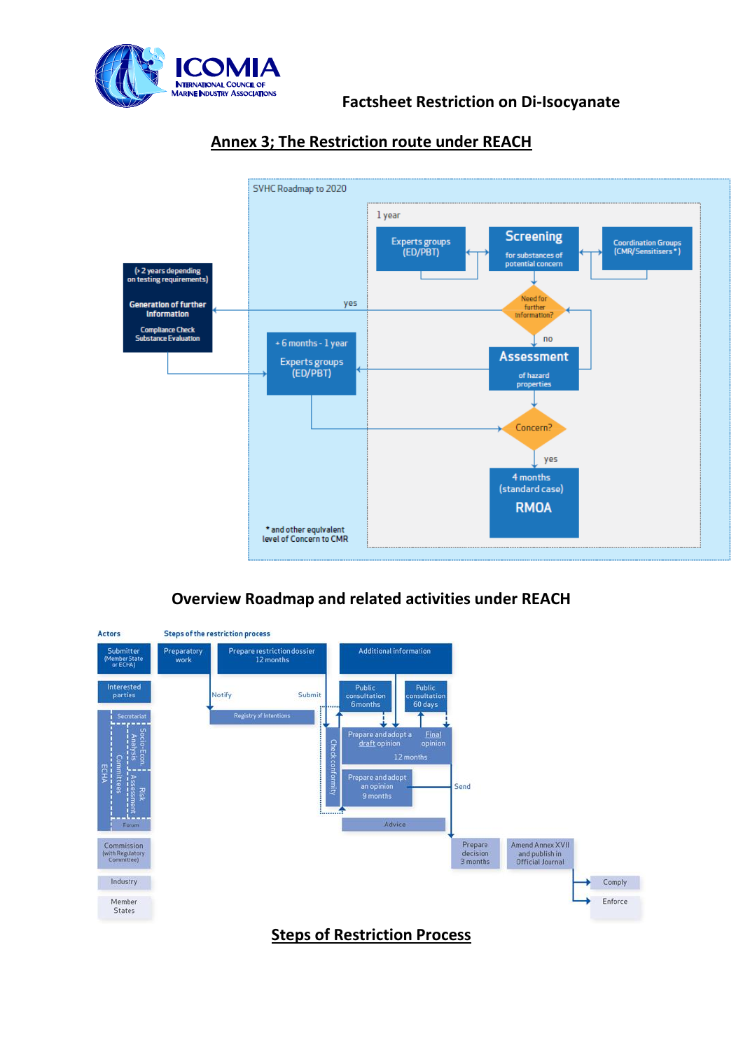# Annex 3; The Restriction route under REACH

SVHC Roadmap to 2020

1 year

Experts groups (ED/PBT)

Screening for substances of potential concern

Coordination Groups (CMR/Sensitisers*)

(> 2 years depending on testing requirements)

Generation of further information

Compliance Check Substance Evaluation

yes

Need for further information?

no

+ 6 months - 1 year

Experts groups (ED/PBT)

Assessment of hazard properties

Concern?

yes

4 months (standard case)

RMOA

* and other equivalent level of Concern to CMR

## Overview Roadmap and related activities under REACH

Actors

Steps of the restriction process

Submitter (Member State or ECHA)

Interested parties

ECHA

Secretariat

Committees

Socio-Econ. Analysis

Risk Assessment

Forum

Commission (with Regulatory Committee)

Industry

Member States

Preparatory work

Prepare restriction dossier 12 months

Additional information

Notify

Submit

Registry of Intentions

Public consultation 6months

Public consultation 60 days

Check conformity

Prepare and adopt a draft opinion

Final opinion

12 months

Prepare and adopt an opinion 9 months

Send

Advice

Prepare decision 3 months

Amend Annex XVII and publish in Official Journal

Comply

Enforce

## Steps of Restriction Process